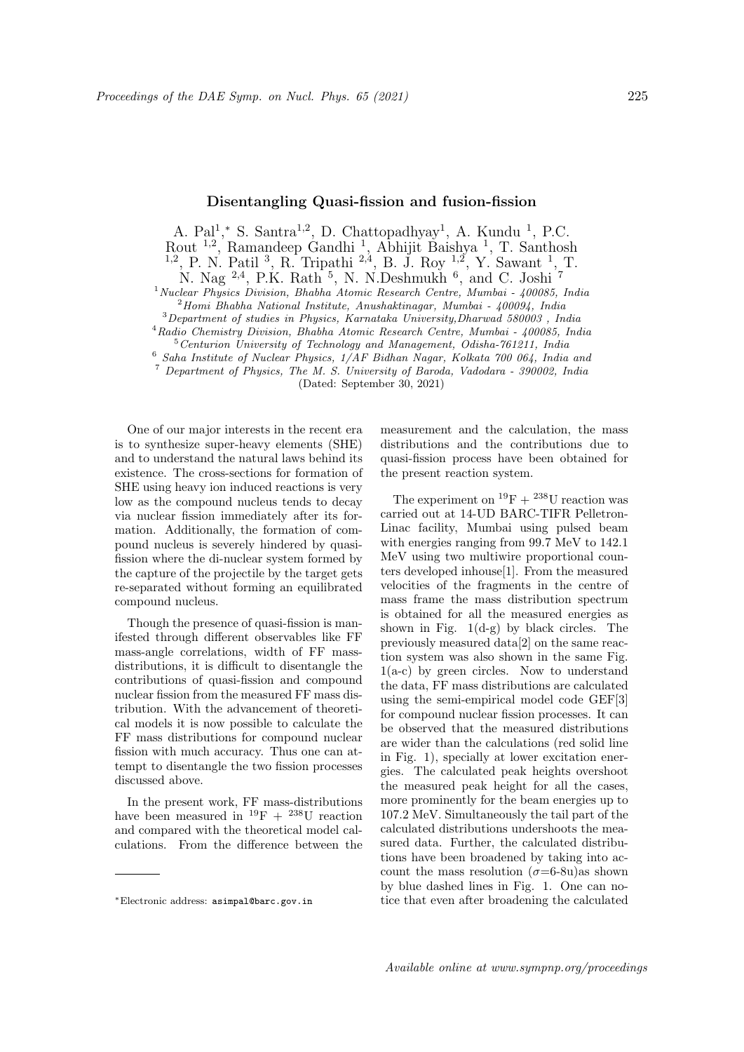# Disentangling Quasi-fission and fusion-fission

A. Pal[1],* S. Santra[1,2], D. Chattopadhyay[1], A. Kundu [1], P.C. Rout [1,2], Ramandeep Gandhi [1], Abhijit Baishya [1], T. Santhosh [1,2], P. N. Patil [3], R. Tripathi [2,4], B. J. Roy [1,2], Y. Sawant [1], T. N. Nag [2,4], P.K. Rath [5], N. N.Deshmukh [6], and C. Joshi [7]

[1] *Nuclear Physics Division, Bhabha Atomic Research Centre, Mumbai - 400085, India*
[2] *Homi Bhabha National Institute, Anushaktinagar, Mumbai - 400094, India*
[3] *Department of studies in Physics, Karnataka University,Dharwad 580003 , India*
[4] *Radio Chemistry Division, Bhabha Atomic Research Centre, Mumbai - 400085, India*
[5] *Centurion University of Technology and Management, Odisha-761211, India*
[6] *Saha Institute of Nuclear Physics, 1/AF Bidhan Nagar, Kolkata 700 064, India and*
[7] *Department of Physics, The M. S. University of Baroda, Vadodara - 390002, India*

(Dated: September 30, 2021)

One of our major interests in the recent era is to synthesize super-heavy elements (SHE) and to understand the natural laws behind its existence. The cross-sections for formation of SHE using heavy ion induced reactions is very low as the compound nucleus tends to decay via nuclear fission immediately after its formation. Additionally, the formation of compound nucleus is severely hindered by quasi-fission where the di-nuclear system formed by the capture of the projectile by the target gets re-separated without forming an equilibrated compound nucleus.

Though the presence of quasi-fission is manifested through different observables like FF mass-angle correlations, width of FF mass-distributions, it is difficult to disentangle the contributions of quasi-fission and compound nuclear fission from the measured FF mass distribution. With the advancement of theoretical models it is now possible to calculate the FF mass distributions for compound nuclear fission with much accuracy. Thus one can attempt to disentangle the two fission processes discussed above.

In the present work, FF mass-distributions have been measured in $^{19}$F + $^{238}$U reaction and compared with the theoretical model calculations. From the difference between the measurement and the calculation, the mass distributions and the contributions due to quasi-fission process have been obtained for the present reaction system.

The experiment on $^{19}$F + $^{238}$U reaction was carried out at 14-UD BARC-TIFR Pelletron-Linac facility, Mumbai using pulsed beam with energies ranging from 99.7 MeV to 142.1 MeV using two multiwire proportional counters developed inhouse[1]. From the measured velocities of the fragments in the centre of mass frame the mass distribution spectrum is obtained for all the measured energies as shown in Fig. 1(d-g) by black circles. The previously measured data[2] on the same reaction system was also shown in the same Fig. 1(a-c) by green circles. Now to understand the data, FF mass distributions are calculated using the semi-empirical model code GEF[3] for compound nuclear fission processes. It can be observed that the measured distributions are wider than the calculations (red solid line in Fig. 1), specially at lower excitation energies. The calculated peak heights overshoot the measured peak height for all the cases, more prominently for the beam energies up to 107.2 MeV. Simultaneously the tail part of the calculated distributions undershoots the measured data. Further, the calculated distributions have been broadened by taking into account the mass resolution ($\sigma$=6-8u)as shown by blue dashed lines in Fig. 1. One can notice that even after broadening the calculated

*Electronic address: asimpal@barc.gov.in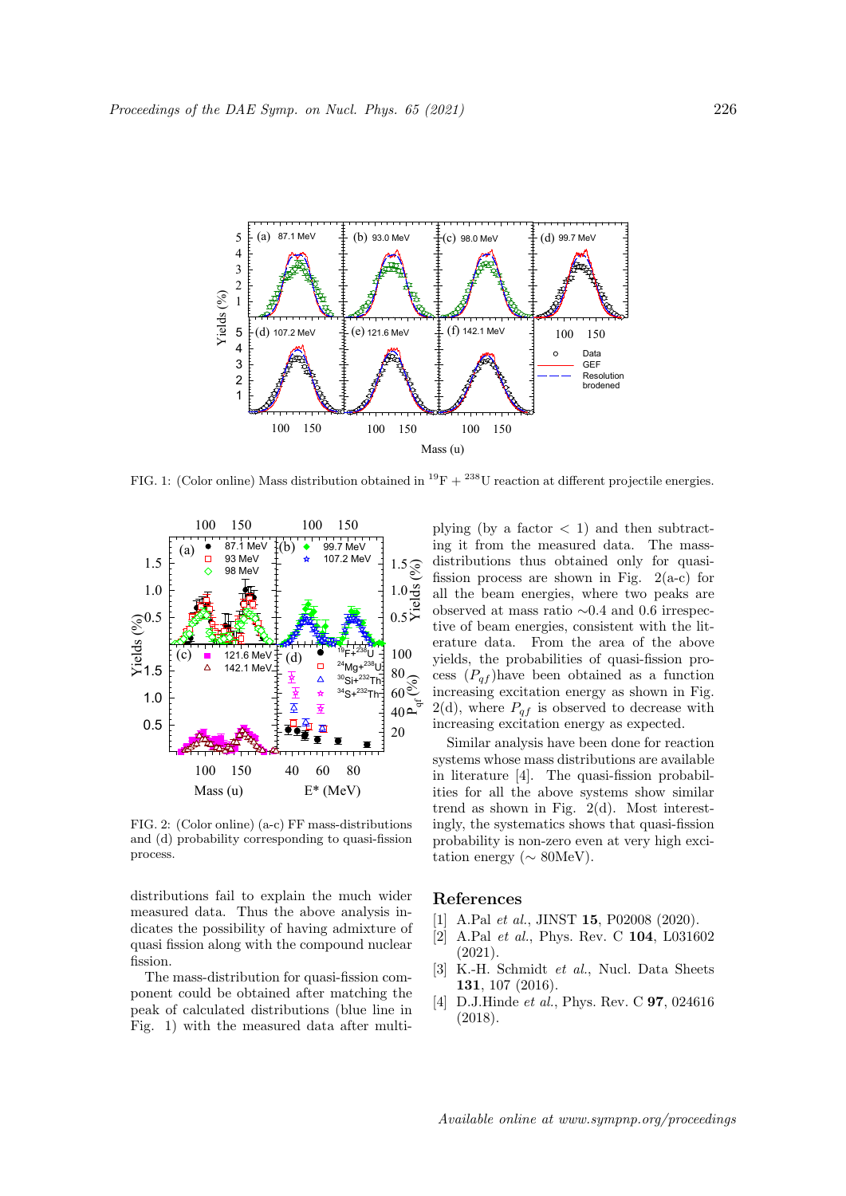(a) 87.1 MeV
(b) 93.0 MeV
(c) 98.0 MeV
(d) 99.7 MeV
(d) 107.2 MeV
(e) 121.6 MeV
(f) 142.1 MeV

Yields (%)

Mass (u)

Data
GEF
Resolution brodened

FIG. 1: (Color online) Mass distribution obtained in $^{19}F + ^{238}U$ reaction at different projectile energies.

(a) 87.1 MeV, 93 MeV, 98 MeV
(b) 99.7 MeV, 107.2 MeV
(c) 121.6 MeV, 142.1 MeV
(d) $^{19}F+^{238}U$, $^{24}Mg+^{238}U$, $^{30}Si+^{232}Th$, $^{34}S+^{232}Th$

Yields (%)

$P_{qf}$ (%)

Mass (u)

E* (MeV)

FIG. 2: (Color online) (a-c) FF mass-distributions and (d) probability corresponding to quasi-fission process.

distributions fail to explain the much wider measured data. Thus the above analysis indicates the possibility of having admixture of quasi fission along with the compound nuclear fission.

The mass-distribution for quasi-fission component could be obtained after matching the peak of calculated distributions (blue line in Fig. 1) with the measured data after multiplying (by a factor < 1) and then subtracting it from the measured data. The mass-distributions thus obtained only for quasi-fission process are shown in Fig. 2(a-c) for all the beam energies, where two peaks are observed at mass ratio ∼0.4 and 0.6 irrespective of beam energies, consistent with the literature data. From the area of the above yields, the probabilities of quasi-fission process ($P_{qf}$)have been obtained as a function increasing excitation energy as shown in Fig. 2(d), where $P_{qf}$ is observed to decrease with increasing excitation energy as expected.

Similar analysis have been done for reaction systems whose mass distributions are available in literature [4]. The quasi-fission probabilities for all the above systems show similar trend as shown in Fig. 2(d). Most interestingly, the systematics shows that quasi-fission probability is non-zero even at very high excitation energy (∼ 80MeV).

## References

[1] A.Pal *et al.*, JINST **15**, P02008 (2020).

[2] A.Pal *et al.*, Phys. Rev. C **104**, L031602 (2021).

[3] K.-H. Schmidt *et al.*, Nucl. Data Sheets **131**, 107 (2016).

[4] D.J.Hinde *et al.*, Phys. Rev. C **97**, 024616 (2018).